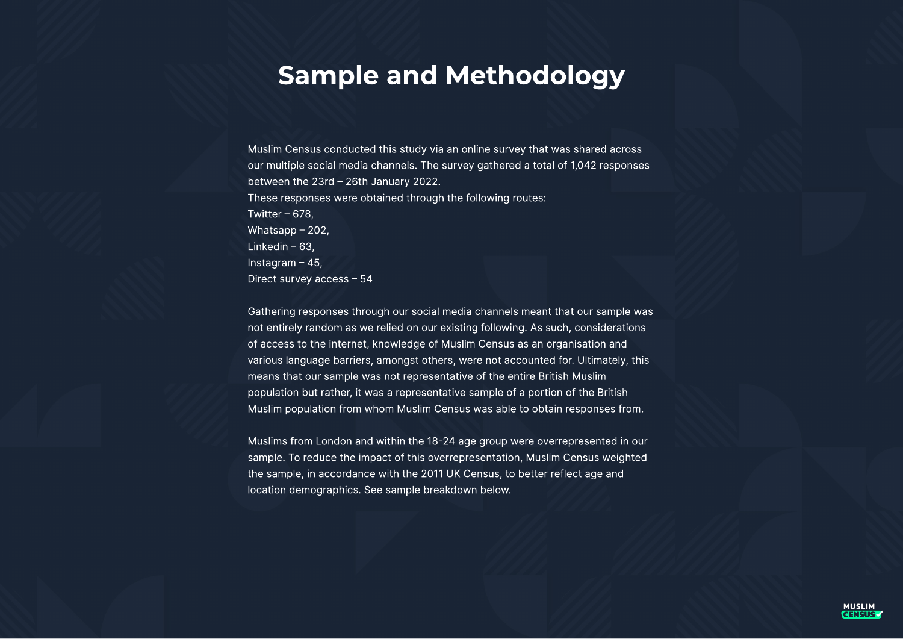# Sample and Methodology

Muslim Census conducted this study via an online survey that was shared across our multiple social media channels. The survey gathered a total of 1,042 responses between the 23rd – 26th January 2022.

These responses were obtained through the following routes:

Twitter – 678,

Whatsapp – 202,

Linkedin – 63,

Instagram – 45,

Direct survey access – 54

Gathering responses through our social media channels meant that our sample was not entirely random as we relied on our existing following. As such, considerations of access to the internet, knowledge of Muslim Census as an organisation and various language barriers, amongst others, were not accounted for. Ultimately, this means that our sample was not representative of the entire British Muslim population but rather, it was a representative sample of a portion of the British Muslim population from whom Muslim Census was able to obtain responses from.

Muslims from London and within the 18-24 age group were overrepresented in our sample. To reduce the impact of this overrepresentation, Muslim Census weighted the sample, in accordance with the 2011 UK Census, to better reflect age and location demographics. See sample breakdown below.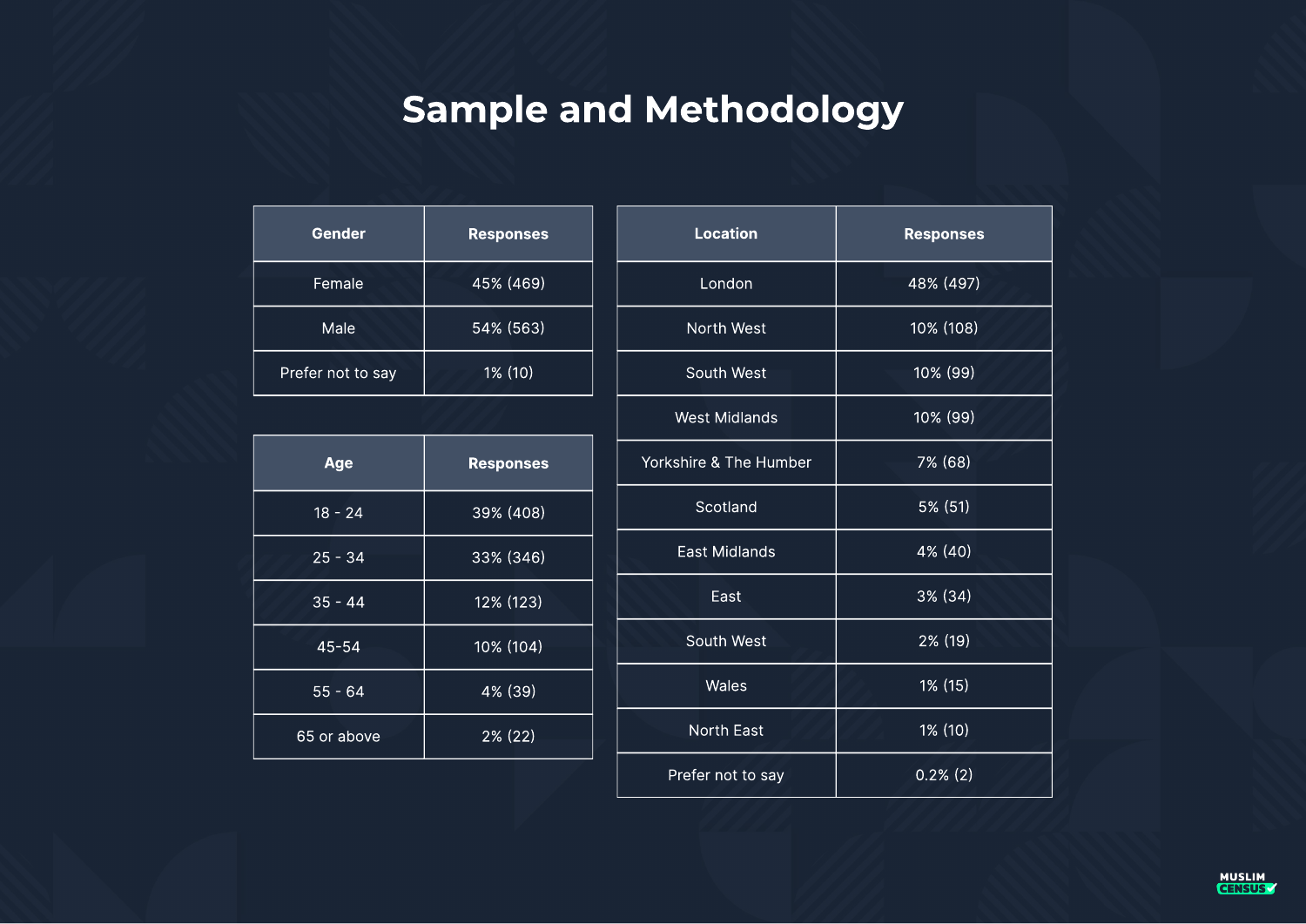# Sample and Methodology

| Gender | Responses |
|---|---|
| Female | 45% (469) |
| Male | 54% (563) |
| Prefer not to say | 1% (10) |

| Age | Responses |
|---|---|
| 18 - 24 | 39% (408) |
| 25 - 34 | 33% (346) |
| 35 - 44 | 12% (123) |
| 45-54 | 10% (104) |
| 55 - 64 | 4% (39) |
| 65 or above | 2% (22) |

| Location | Responses |
|---|---|
| London | 48% (497) |
| North West | 10% (108) |
| South West | 10% (99) |
| West Midlands | 10% (99) |
| Yorkshire & The Humber | 7% (68) |
| Scotland | 5% (51) |
| East Midlands | 4% (40) |
| East | 3% (34) |
| South West | 2% (19) |
| Wales | 1% (15) |
| North East | 1% (10) |
| Prefer not to say | 0.2% (2) |